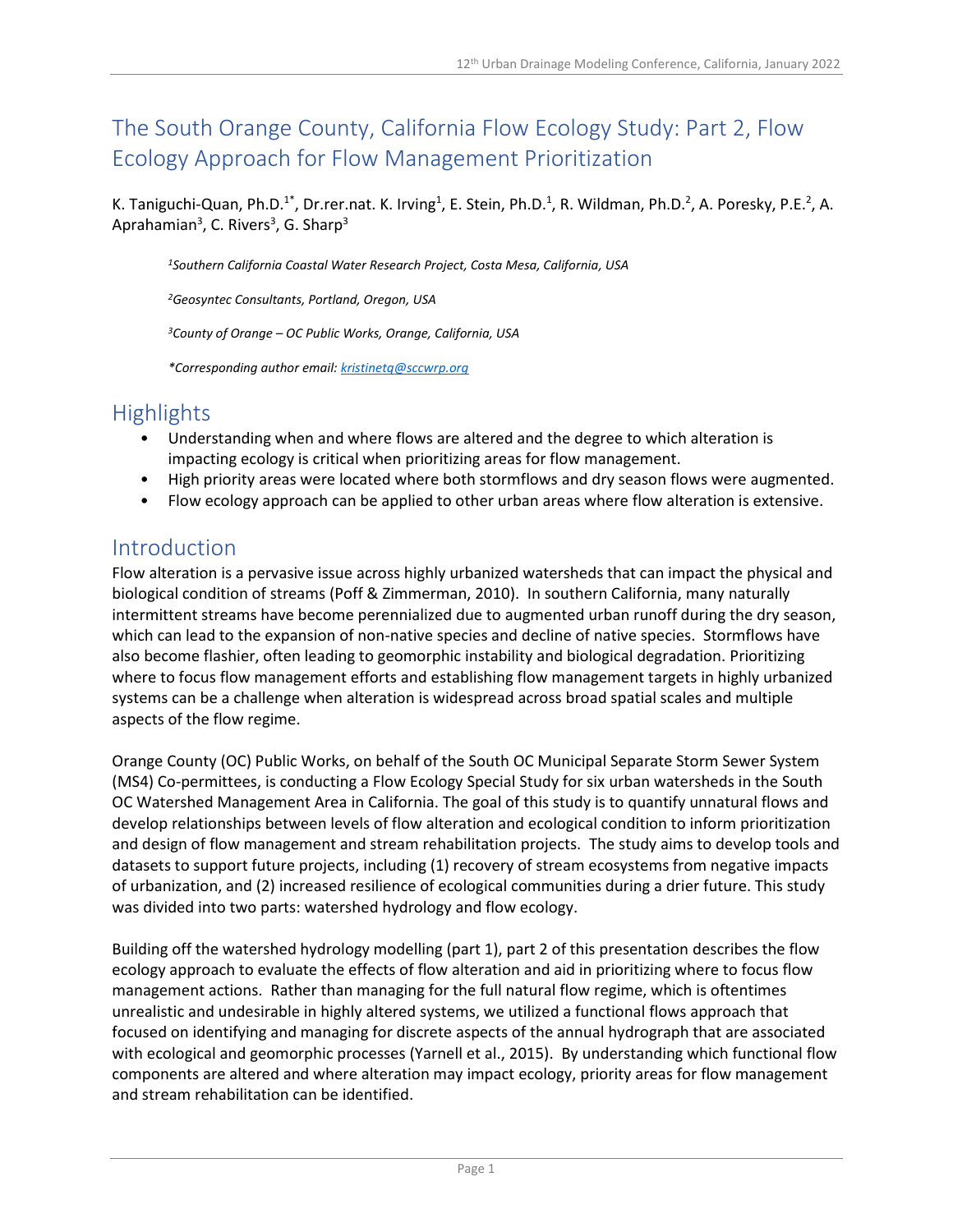# The South Orange County, California Flow Ecology Study: Part 2, Flow Ecology Approach for Flow Management Prioritization

K. Taniguchi-Quan, Ph.D.[1*], Dr.rer.nat. K. Irving[1], E. Stein, Ph.D.[1], R. Wildman, Ph.D.[2], A. Poresky, P.E.[2], A. Aprahamian[3], C. Rivers[3], G. Sharp[3]

*[1]Southern California Coastal Water Research Project, Costa Mesa, California, USA*

*[2]Geosyntec Consultants, Portland, Oregon, USA*

*[3]County of Orange – OC Public Works, Orange, California, USA*

*\*Corresponding author email: kristinetq@sccwrp.org*

## Highlights

- Understanding when and where flows are altered and the degree to which alteration is impacting ecology is critical when prioritizing areas for flow management.
- High priority areas were located where both stormflows and dry season flows were augmented.
- Flow ecology approach can be applied to other urban areas where flow alteration is extensive.

## Introduction

Flow alteration is a pervasive issue across highly urbanized watersheds that can impact the physical and biological condition of streams (Poff & Zimmerman, 2010). In southern California, many naturally intermittent streams have become perennialized due to augmented urban runoff during the dry season, which can lead to the expansion of non-native species and decline of native species. Stormflows have also become flashier, often leading to geomorphic instability and biological degradation. Prioritizing where to focus flow management efforts and establishing flow management targets in highly urbanized systems can be a challenge when alteration is widespread across broad spatial scales and multiple aspects of the flow regime.

Orange County (OC) Public Works, on behalf of the South OC Municipal Separate Storm Sewer System (MS4) Co-permittees, is conducting a Flow Ecology Special Study for six urban watersheds in the South OC Watershed Management Area in California. The goal of this study is to quantify unnatural flows and develop relationships between levels of flow alteration and ecological condition to inform prioritization and design of flow management and stream rehabilitation projects. The study aims to develop tools and datasets to support future projects, including (1) recovery of stream ecosystems from negative impacts of urbanization, and (2) increased resilience of ecological communities during a drier future. This study was divided into two parts: watershed hydrology and flow ecology.

Building off the watershed hydrology modelling (part 1), part 2 of this presentation describes the flow ecology approach to evaluate the effects of flow alteration and aid in prioritizing where to focus flow management actions. Rather than managing for the full natural flow regime, which is oftentimes unrealistic and undesirable in highly altered systems, we utilized a functional flows approach that focused on identifying and managing for discrete aspects of the annual hydrograph that are associated with ecological and geomorphic processes (Yarnell et al., 2015). By understanding which functional flow components are altered and where alteration may impact ecology, priority areas for flow management and stream rehabilitation can be identified.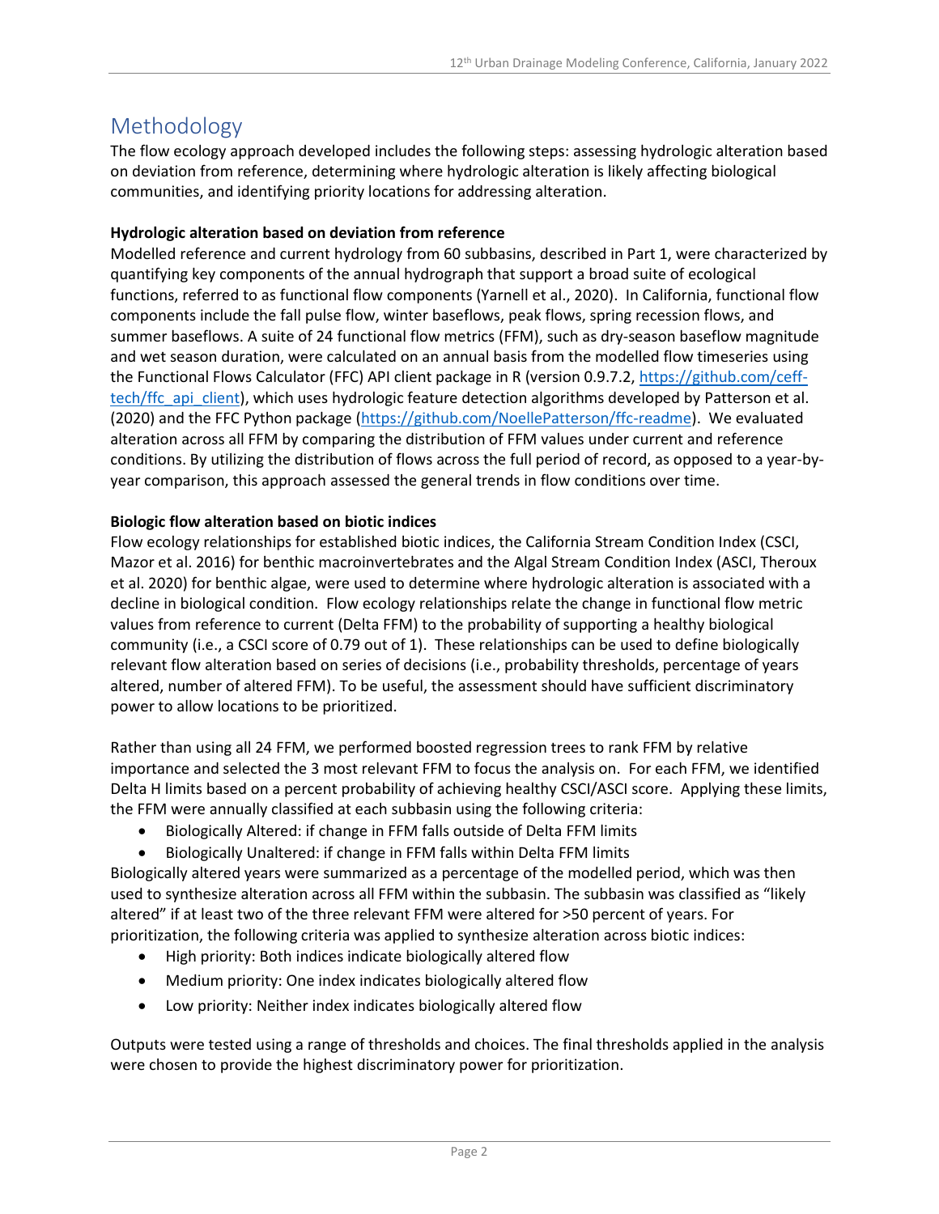# Methodology

The flow ecology approach developed includes the following steps: assessing hydrologic alteration based on deviation from reference, determining where hydrologic alteration is likely affecting biological communities, and identifying priority locations for addressing alteration.

**Hydrologic alteration based on deviation from reference**

Modelled reference and current hydrology from 60 subbasins, described in Part 1, were characterized by quantifying key components of the annual hydrograph that support a broad suite of ecological functions, referred to as functional flow components (Yarnell et al., 2020). In California, functional flow components include the fall pulse flow, winter baseflows, peak flows, spring recession flows, and summer baseflows. A suite of 24 functional flow metrics (FFM), such as dry-season baseflow magnitude and wet season duration, were calculated on an annual basis from the modelled flow timeseries using the Functional Flows Calculator (FFC) API client package in R (version 0.9.7.2, https://github.com/ceff-tech/ffc_api_client), which uses hydrologic feature detection algorithms developed by Patterson et al. (2020) and the FFC Python package (https://github.com/NoellePatterson/ffc-readme). We evaluated alteration across all FFM by comparing the distribution of FFM values under current and reference conditions. By utilizing the distribution of flows across the full period of record, as opposed to a year-by-year comparison, this approach assessed the general trends in flow conditions over time.

**Biologic flow alteration based on biotic indices**

Flow ecology relationships for established biotic indices, the California Stream Condition Index (CSCI, Mazor et al. 2016) for benthic macroinvertebrates and the Algal Stream Condition Index (ASCI, Theroux et al. 2020) for benthic algae, were used to determine where hydrologic alteration is associated with a decline in biological condition. Flow ecology relationships relate the change in functional flow metric values from reference to current (Delta FFM) to the probability of supporting a healthy biological community (i.e., a CSCI score of 0.79 out of 1). These relationships can be used to define biologically relevant flow alteration based on series of decisions (i.e., probability thresholds, percentage of years altered, number of altered FFM). To be useful, the assessment should have sufficient discriminatory power to allow locations to be prioritized.

Rather than using all 24 FFM, we performed boosted regression trees to rank FFM by relative importance and selected the 3 most relevant FFM to focus the analysis on. For each FFM, we identified Delta H limits based on a percent probability of achieving healthy CSCI/ASCI score. Applying these limits, the FFM were annually classified at each subbasin using the following criteria:

- Biologically Altered: if change in FFM falls outside of Delta FFM limits
- Biologically Unaltered: if change in FFM falls within Delta FFM limits

Biologically altered years were summarized as a percentage of the modelled period, which was then used to synthesize alteration across all FFM within the subbasin. The subbasin was classified as "likely altered" if at least two of the three relevant FFM were altered for >50 percent of years. For prioritization, the following criteria was applied to synthesize alteration across biotic indices:

- High priority: Both indices indicate biologically altered flow
- Medium priority: One index indicates biologically altered flow
- Low priority: Neither index indicates biologically altered flow

Outputs were tested using a range of thresholds and choices. The final thresholds applied in the analysis were chosen to provide the highest discriminatory power for prioritization.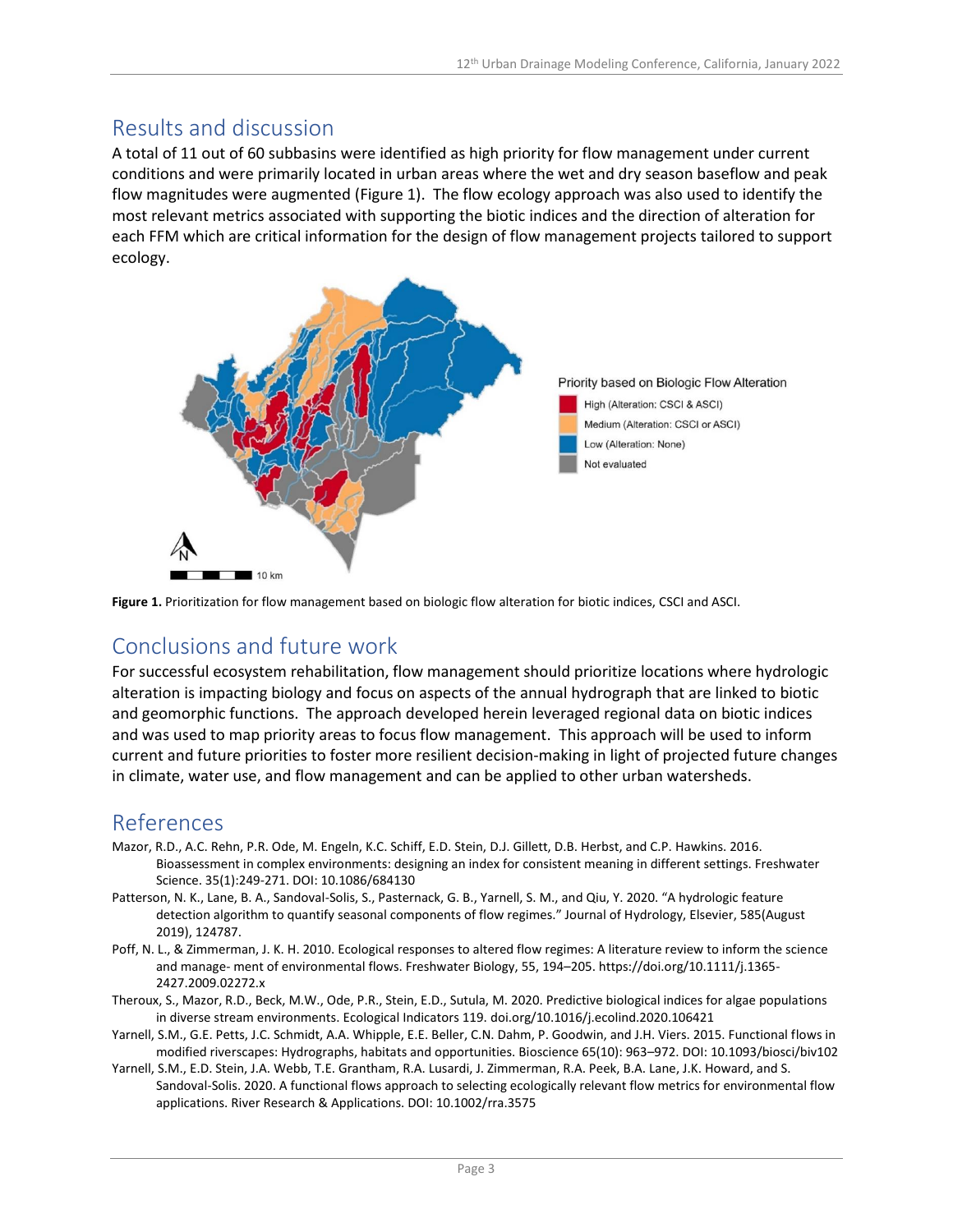## Results and discussion

A total of 11 out of 60 subbasins were identified as high priority for flow management under current conditions and were primarily located in urban areas where the wet and dry season baseflow and peak flow magnitudes were augmented (Figure 1). The flow ecology approach was also used to identify the most relevant metrics associated with supporting the biotic indices and the direction of alteration for each FFM which are critical information for the design of flow management projects tailored to support ecology.

Priority based on Biologic Flow Alteration
High (Alteration: CSCI & ASCI)
Medium (Alteration: CSCI or ASCI)
Low (Alteration: None)
Not evaluated

N
10 km

**Figure 1.** Prioritization for flow management based on biologic flow alteration for biotic indices, CSCI and ASCI.

## Conclusions and future work

For successful ecosystem rehabilitation, flow management should prioritize locations where hydrologic alteration is impacting biology and focus on aspects of the annual hydrograph that are linked to biotic and geomorphic functions. The approach developed herein leveraged regional data on biotic indices and was used to map priority areas to focus flow management. This approach will be used to inform current and future priorities to foster more resilient decision-making in light of projected future changes in climate, water use, and flow management and can be applied to other urban watersheds.

## References

Mazor, R.D., A.C. Rehn, P.R. Ode, M. Engeln, K.C. Schiff, E.D. Stein, D.J. Gillett, D.B. Herbst, and C.P. Hawkins. 2016. Bioassessment in complex environments: designing an index for consistent meaning in different settings. Freshwater Science. 35(1):249-271. DOI: 10.1086/684130

Patterson, N. K., Lane, B. A., Sandoval-Solis, S., Pasternack, G. B., Yarnell, S. M., and Qiu, Y. 2020. "A hydrologic feature detection algorithm to quantify seasonal components of flow regimes." Journal of Hydrology, Elsevier, 585(August 2019), 124787.

Poff, N. L., & Zimmerman, J. K. H. 2010. Ecological responses to altered flow regimes: A literature review to inform the science and manage- ment of environmental flows. Freshwater Biology, 55, 194–205. https://doi.org/10.1111/j.1365-2427.2009.02272.x

Theroux, S., Mazor, R.D., Beck, M.W., Ode, P.R., Stein, E.D., Sutula, M. 2020. Predictive biological indices for algae populations in diverse stream environments. Ecological Indicators 119. doi.org/10.1016/j.ecolind.2020.106421

Yarnell, S.M., G.E. Petts, J.C. Schmidt, A.A. Whipple, E.E. Beller, C.N. Dahm, P. Goodwin, and J.H. Viers. 2015. Functional flows in modified riverscapes: Hydrographs, habitats and opportunities. Bioscience 65(10): 963–972. DOI: 10.1093/biosci/biv102

Yarnell, S.M., E.D. Stein, J.A. Webb, T.E. Grantham, R.A. Lusardi, J. Zimmerman, R.A. Peek, B.A. Lane, J.K. Howard, and S. Sandoval-Solis. 2020. A functional flows approach to selecting ecologically relevant flow metrics for environmental flow applications. River Research & Applications. DOI: 10.1002/rra.3575